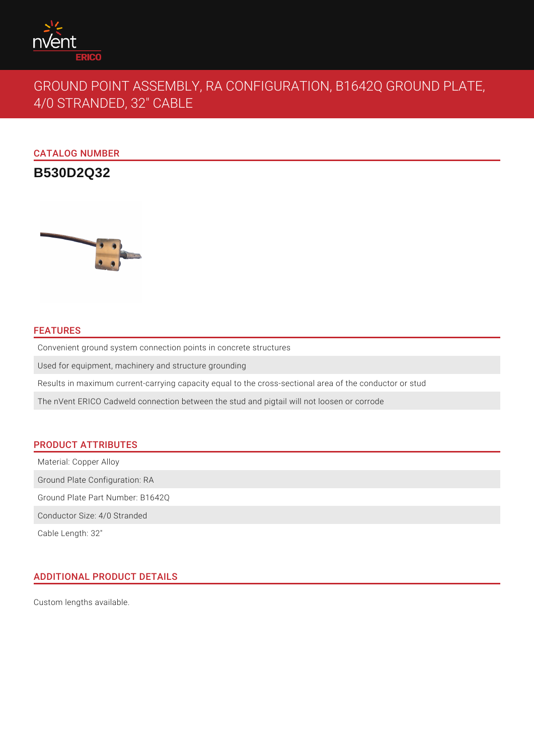# GROUND POINT ASSEMBLY, RA CONFIGURATION, B1642Q GROUND PLATE, 4/0 STRANDED, 32" CABLE

## CATALOG NUMBER

**B530D2Q32**

## FEATURES

- Convenient ground system connection points in concrete structures
- Used for equipment, machinery and structure grounding
- Results in maximum current-carrying capacity equal to the cross-sectional area of the conductor or stud
- The nVent ERICO Cadweld connection between the stud and pigtail will not loosen or corrode

## PRODUCT ATTRIBUTES

- Material: Copper Alloy
- Ground Plate Configuration: RA
- Ground Plate Part Number: B1642Q
- Conductor Size: 4/0 Stranded
- Cable Length: 32"

## ADDITIONAL PRODUCT DETAILS

Custom lengths available.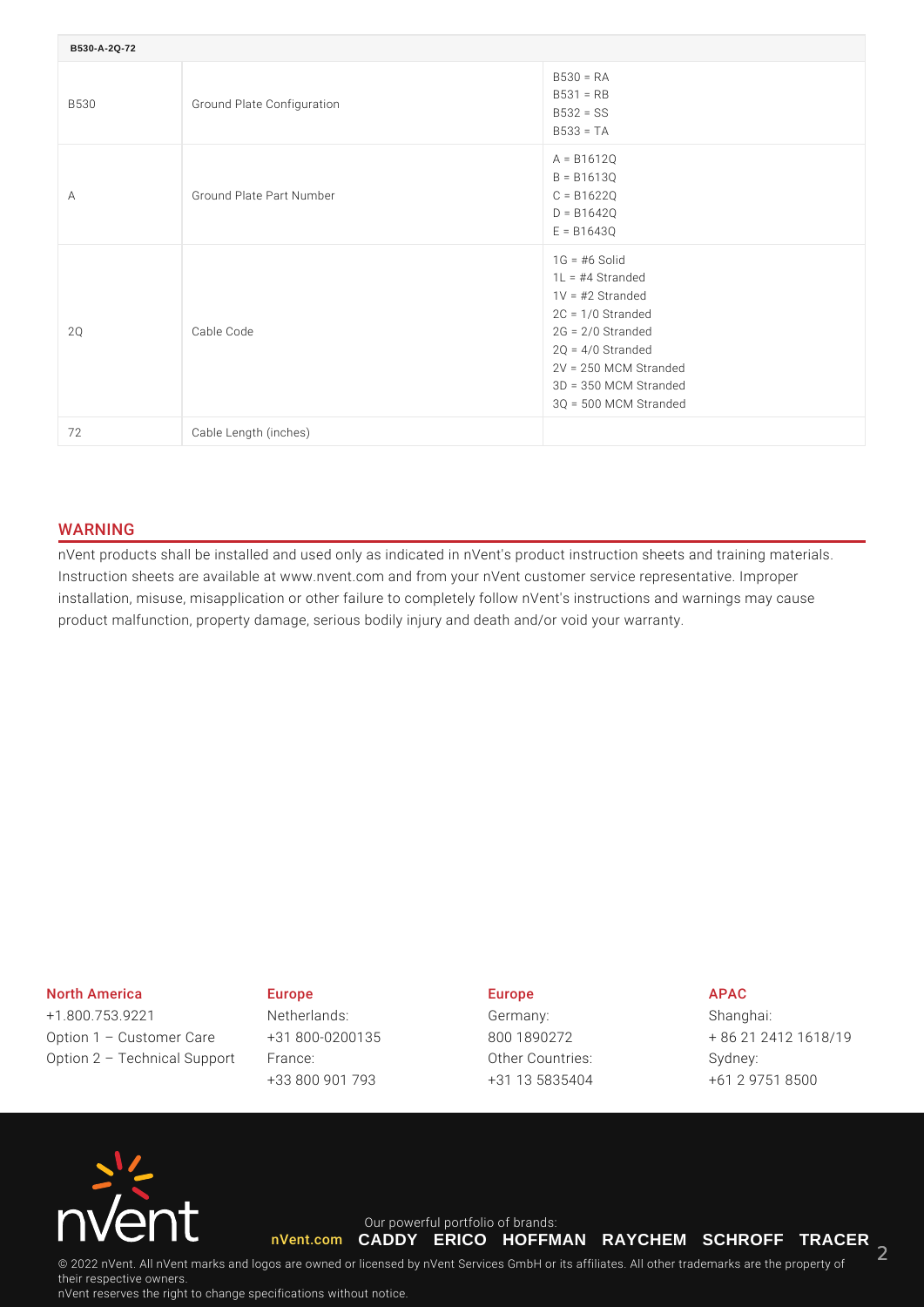| B530-A-2Q-72 | | |
|---|---|---|
| B530 | Ground Plate Configuration | B530 = RA<br>B531 = RB<br>B532 = SS<br>B533 = TA |
| A | Ground Plate Part Number | A = B1612Q<br>B = B1613Q<br>C = B1622Q<br>D = B1642Q<br>E = B1643Q |
| 2Q | Cable Code | 1G = #6 Solid<br>1L = #4 Stranded<br>1V = #2 Stranded<br>2C = 1/0 Stranded<br>2G = 2/0 Stranded<br>2Q = 4/0 Stranded<br>2V = 250 MCM Stranded<br>3D = 350 MCM Stranded<br>3Q = 500 MCM Stranded |
| 72 | Cable Length (inches) | |

## WARNING

nVent products shall be installed and used only as indicated in nVent's product instruction sheets and training materials. Instruction sheets are available at www.nvent.com and from your nVent customer service representative. Improper installation, misuse, misapplication or other failure to completely follow nVent's instructions and warnings may cause product malfunction, property damage, serious bodily injury and death and/or void your warranty.

**North America**
+1.800.753.9221
Option 1 – Customer Care
Option 2 – Technical Support

**Europe**
Netherlands:
+31 800-0200135
France:
+33 800 901 793

**Europe**
Germany:
800 1890272
Other Countries:
+31 13 5835404

**APAC**
Shanghai:
+ 86 21 2412 1618/19
Sydney:
+61 2 9751 8500

Our powerful portfolio of brands:
nVent.com CADDY ERICO HOFFMAN RAYCHEM SCHROFF TRACER

© 2022 nVent. All nVent marks and logos are owned or licensed by nVent Services GmbH or its affiliates. All other trademarks are the property of their respective owners.
nVent reserves the right to change specifications without notice.